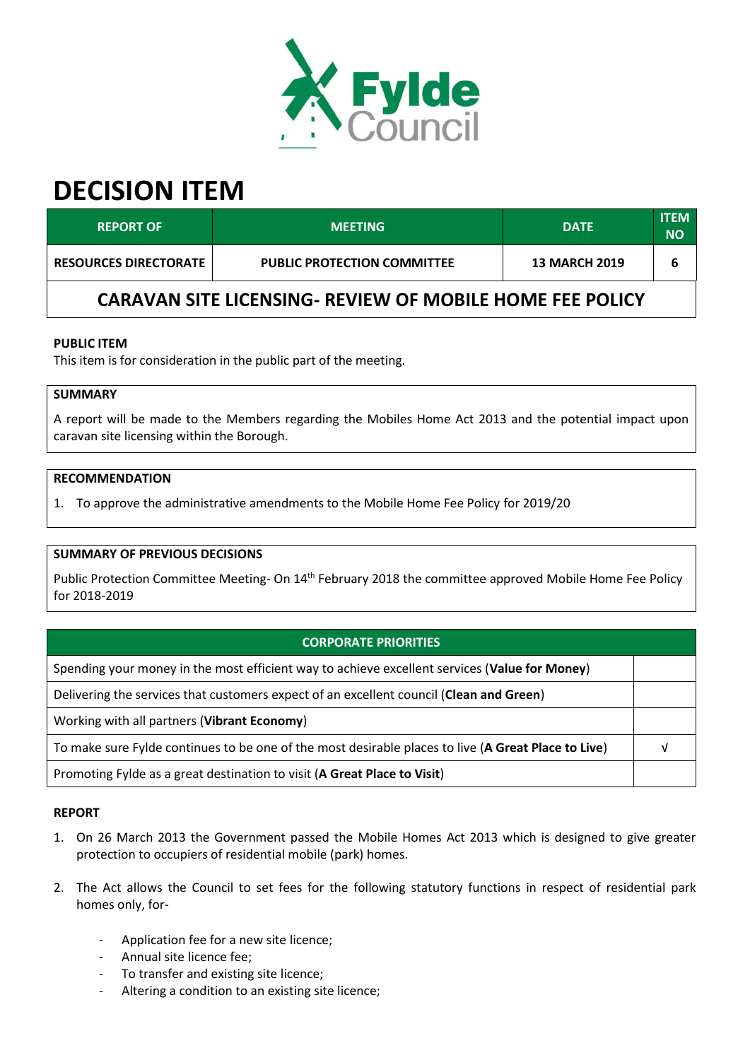# DECISION ITEM

| REPORT OF | MEETING | DATE | ITEM NO |
|---|---|---|---|
| RESOURCES DIRECTORATE | PUBLIC PROTECTION COMMITTEE | 13 MARCH 2019 | 6 |

## CARAVAN SITE LICENSING- REVIEW OF MOBILE HOME FEE POLICY

**PUBLIC ITEM**

This item is for consideration in the public part of the meeting.

**SUMMARY**

A report will be made to the Members regarding the Mobiles Home Act 2013 and the potential impact upon caravan site licensing within the Borough.

**RECOMMENDATION**

1. To approve the administrative amendments to the Mobile Home Fee Policy for 2019/20

**SUMMARY OF PREVIOUS DECISIONS**

Public Protection Committee Meeting- On 14th February 2018 the committee approved Mobile Home Fee Policy for 2018-2019

| CORPORATE PRIORITIES | |
|---|---|
| Spending your money in the most efficient way to achieve excellent services (**Value for Money**) | |
| Delivering the services that customers expect of an excellent council (**Clean and Green**) | |
| Working with all partners (**Vibrant Economy**) | |
| To make sure Fylde continues to be one of the most desirable places to live (**A Great Place to Live**) | √ |
| Promoting Fylde as a great destination to visit (**A Great Place to Visit**) | |

**REPORT**

1. On 26 March 2013 the Government passed the Mobile Homes Act 2013 which is designed to give greater protection to occupiers of residential mobile (park) homes.

2. The Act allows the Council to set fees for the following statutory functions in respect of residential park homes only, for-

   - Application fee for a new site licence;
   - Annual site licence fee;
   - To transfer and existing site licence;
   - Altering a condition to an existing site licence;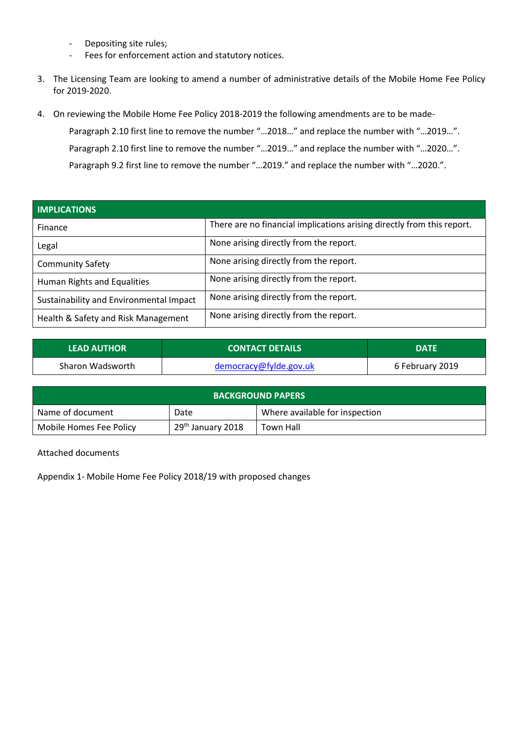- Depositing site rules;
- Fees for enforcement action and statutory notices.

3. The Licensing Team are looking to amend a number of administrative details of the Mobile Home Fee Policy for 2019-2020.

4. On reviewing the Mobile Home Fee Policy 2018-2019 the following amendments are to be made-

   Paragraph 2.10 first line to remove the number "…2018…" and replace the number with "…2019…".

   Paragraph 2.10 first line to remove the number "…2019…" and replace the number with "…2020…".

   Paragraph 9.2 first line to remove the number "…2019." and replace the number with "…2020.".

| IMPLICATIONS | |
|---|---|
| Finance | There are no financial implications arising directly from this report. |
| Legal | None arising directly from the report. |
| Community Safety | None arising directly from the report. |
| Human Rights and Equalities | None arising directly from the report. |
| Sustainability and Environmental Impact | None arising directly from the report. |
| Health & Safety and Risk Management | None arising directly from the report. |

| LEAD AUTHOR | CONTACT DETAILS | DATE |
|---|---|---|
| Sharon Wadsworth | democracy@fylde.gov.uk | 6 February 2019 |

| BACKGROUND PAPERS | | |
|---|---|---|
| Name of document | Date | Where available for inspection |
| Mobile Homes Fee Policy | 29th January 2018 | Town Hall |

Attached documents

Appendix 1- Mobile Home Fee Policy 2018/19 with proposed changes